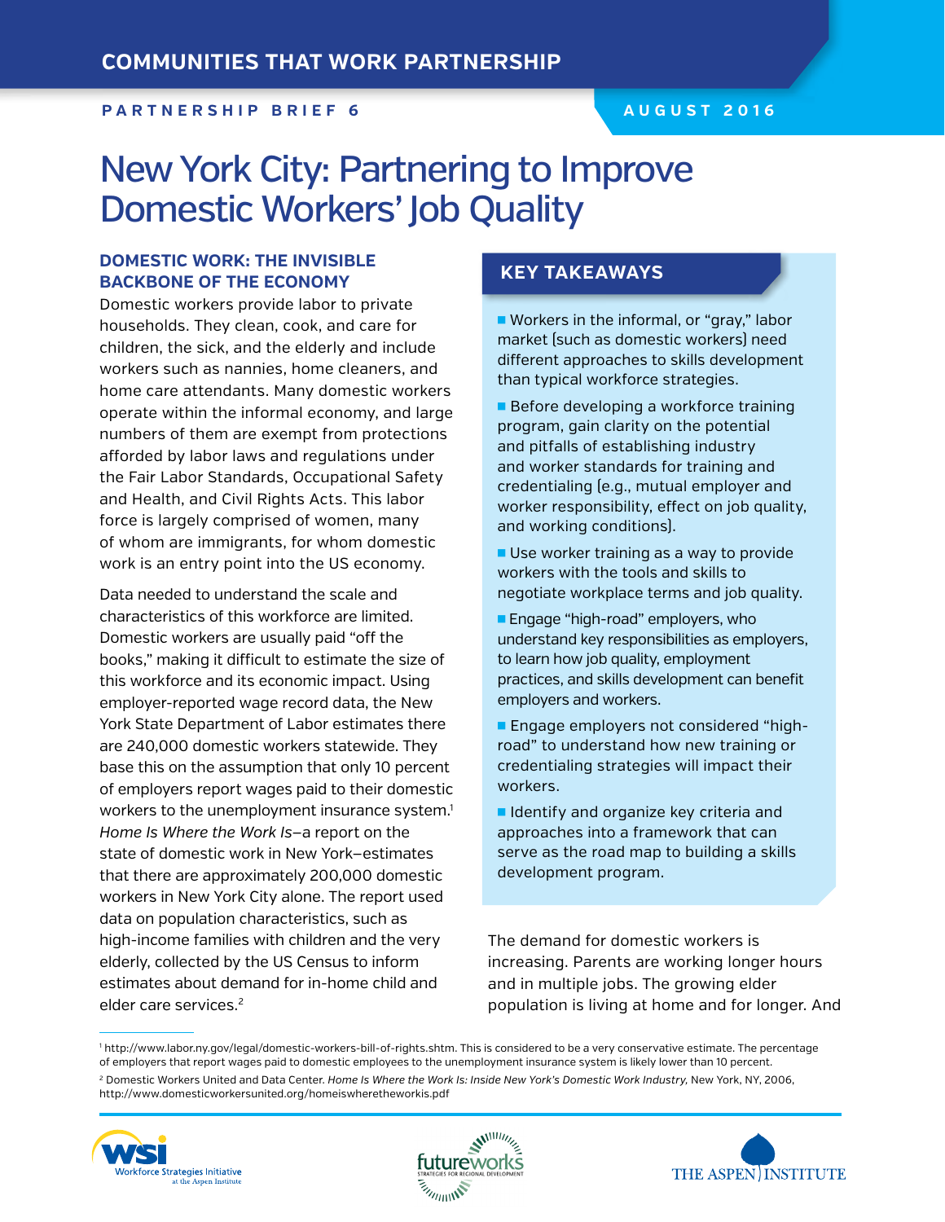COMMUNITIES THAT WORK PARTNERSHIP

PARTNERSHIP BRIEF 6

AUGUST 2016

# New York City: Partnering to Improve Domestic Workers' Job Quality

## DOMESTIC WORK: THE INVISIBLE BACKBONE OF THE ECONOMY

Domestic workers provide labor to private households. They clean, cook, and care for children, the sick, and the elderly and include workers such as nannies, home cleaners, and home care attendants. Many domestic workers operate within the informal economy, and large numbers of them are exempt from protections afforded by labor laws and regulations under the Fair Labor Standards, Occupational Safety and Health, and Civil Rights Acts. This labor force is largely comprised of women, many of whom are immigrants, for whom domestic work is an entry point into the US economy.

Data needed to understand the scale and characteristics of this workforce are limited. Domestic workers are usually paid "off the books," making it difficult to estimate the size of this workforce and its economic impact. Using employer-reported wage record data, the New York State Department of Labor estimates there are 240,000 domestic workers statewide. They base this on the assumption that only 10 percent of employers report wages paid to their domestic workers to the unemployment insurance system.[1] *Home Is Where the Work Is*—a report on the state of domestic work in New York—estimates that there are approximately 200,000 domestic workers in New York City alone. The report used data on population characteristics, such as high-income families with children and the very elderly, collected by the US Census to inform estimates about demand for in-home child and elder care services.[2]

## KEY TAKEAWAYS

- Workers in the informal, or "gray," labor market (such as domestic workers) need different approaches to skills development than typical workforce strategies.
- Before developing a workforce training program, gain clarity on the potential and pitfalls of establishing industry and worker standards for training and credentialing (e.g., mutual employer and worker responsibility, effect on job quality, and working conditions).
- Use worker training as a way to provide workers with the tools and skills to negotiate workplace terms and job quality.
- Engage "high-road" employers, who understand key responsibilities as employers, to learn how job quality, employment practices, and skills development can benefit employers and workers.
- Engage employers not considered "high-road" to understand how new training or credentialing strategies will impact their workers.
- Identify and organize key criteria and approaches into a framework that can serve as the road map to building a skills development program.

The demand for domestic workers is increasing. Parents are working longer hours and in multiple jobs. The growing elder population is living at home and for longer. And

---

[1] http://www.labor.ny.gov/legal/domestic-workers-bill-of-rights.shtm. This is considered to be a very conservative estimate. The percentage of employers that report wages paid to domestic employees to the unemployment insurance system is likely lower than 10 percent.

[2] Domestic Workers United and Data Center. *Home Is Where the Work Is: Inside New York's Domestic Work Industry,* New York, NY, 2006, http://www.domesticworkersunited.org/homeiswheretheworkis.pdf

WSI Workforce Strategies Initiative at the Aspen Institute | futureworks STRATEGIES FOR REGIONAL DEVELOPMENT | THE ASPEN INSTITUTE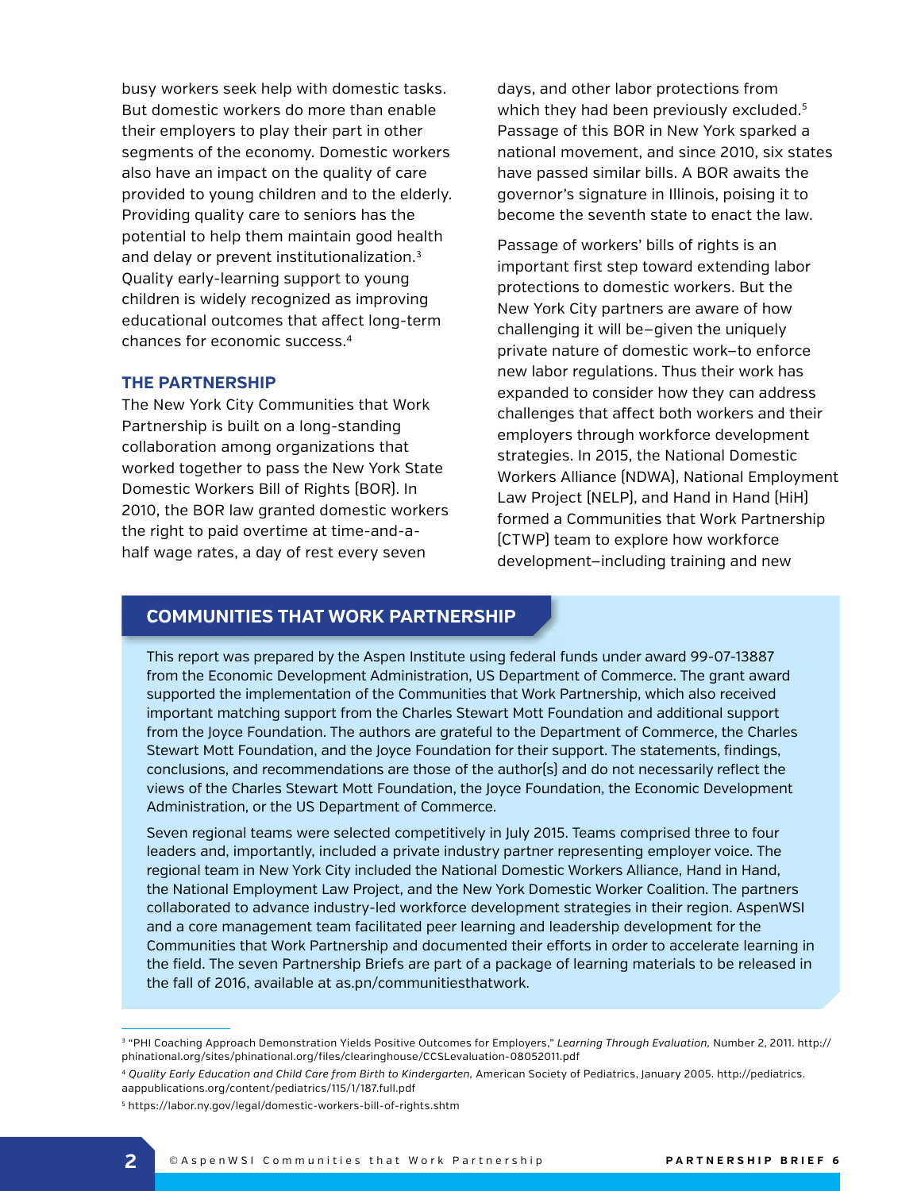busy workers seek help with domestic tasks. But domestic workers do more than enable their employers to play their part in other segments of the economy. Domestic workers also have an impact on the quality of care provided to young children and to the elderly. Providing quality care to seniors has the potential to help them maintain good health and delay or prevent institutionalization.[3] Quality early-learning support to young children is widely recognized as improving educational outcomes that affect long-term chances for economic success.[4]

## THE PARTNERSHIP

The New York City Communities that Work Partnership is built on a long-standing collaboration among organizations that worked together to pass the New York State Domestic Workers Bill of Rights (BOR). In 2010, the BOR law granted domestic workers the right to paid overtime at time-and-a-half wage rates, a day of rest every seven days, and other labor protections from which they had been previously excluded.[5] Passage of this BOR in New York sparked a national movement, and since 2010, six states have passed similar bills. A BOR awaits the governor's signature in Illinois, poising it to become the seventh state to enact the law.

Passage of workers' bills of rights is an important first step toward extending labor protections to domestic workers. But the New York City partners are aware of how challenging it will be–given the uniquely private nature of domestic work–to enforce new labor regulations. Thus their work has expanded to consider how they can address challenges that affect both workers and their employers through workforce development strategies. In 2015, the National Domestic Workers Alliance (NDWA), National Employment Law Project (NELP), and Hand in Hand (HiH) formed a Communities that Work Partnership (CTWP) team to explore how workforce development–including training and new

## COMMUNITIES THAT WORK PARTNERSHIP

This report was prepared by the Aspen Institute using federal funds under award 99-07-13887 from the Economic Development Administration, US Department of Commerce. The grant award supported the implementation of the Communities that Work Partnership, which also received important matching support from the Charles Stewart Mott Foundation and additional support from the Joyce Foundation. The authors are grateful to the Department of Commerce, the Charles Stewart Mott Foundation, and the Joyce Foundation for their support. The statements, findings, conclusions, and recommendations are those of the author(s) and do not necessarily reflect the views of the Charles Stewart Mott Foundation, the Joyce Foundation, the Economic Development Administration, or the US Department of Commerce.

Seven regional teams were selected competitively in July 2015. Teams comprised three to four leaders and, importantly, included a private industry partner representing employer voice. The regional team in New York City included the National Domestic Workers Alliance, Hand in Hand, the National Employment Law Project, and the New York Domestic Worker Coalition. The partners collaborated to advance industry-led workforce development strategies in their region. AspenWSI and a core management team facilitated peer learning and leadership development for the Communities that Work Partnership and documented their efforts in order to accelerate learning in the field. The seven Partnership Briefs are part of a package of learning materials to be released in the fall of 2016, available at as.pn/communitiesthatwork.

---

[3] "PHI Coaching Approach Demonstration Yields Positive Outcomes for Employers," *Learning Through Evaluation,* Number 2, 2011. http://phinational.org/sites/phinational.org/files/clearinghouse/CCSLevaluation-08052011.pdf

[4] *Quality Early Education and Child Care from Birth to Kindergarten,* American Society of Pediatrics, January 2005. http://pediatrics.aappublications.org/content/pediatrics/115/1/187.full.pdf

[5] https://labor.ny.gov/legal/domestic-workers-bill-of-rights.shtm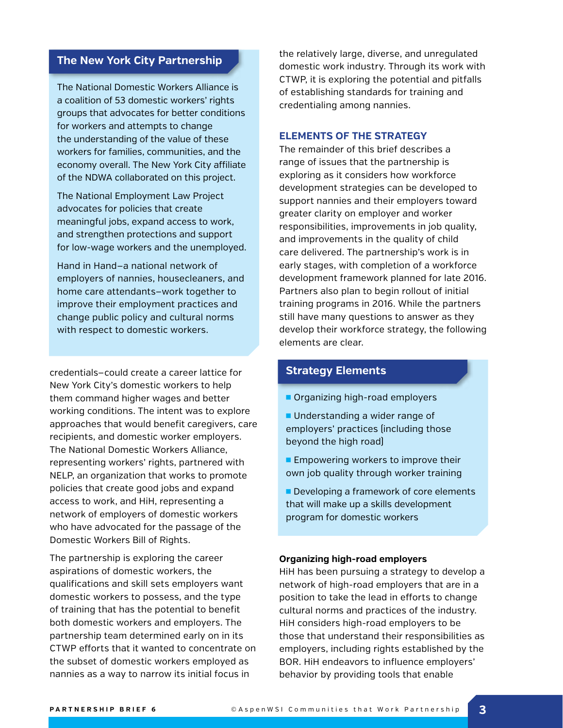## The New York City Partnership

The National Domestic Workers Alliance is a coalition of 53 domestic workers' rights groups that advocates for better conditions for workers and attempts to change the understanding of the value of these workers for families, communities, and the economy overall. The New York City affiliate of the NDWA collaborated on this project.

The National Employment Law Project advocates for policies that create meaningful jobs, expand access to work, and strengthen protections and support for low-wage workers and the unemployed.

Hand in Hand–a national network of employers of nannies, housecleaners, and home care attendants–work together to improve their employment practices and change public policy and cultural norms with respect to domestic workers.

credentials–could create a career lattice for New York City's domestic workers to help them command higher wages and better working conditions. The intent was to explore approaches that would benefit caregivers, care recipients, and domestic worker employers. The National Domestic Workers Alliance, representing workers' rights, partnered with NELP, an organization that works to promote policies that create good jobs and expand access to work, and HiH, representing a network of employers of domestic workers who have advocated for the passage of the Domestic Workers Bill of Rights.

The partnership is exploring the career aspirations of domestic workers, the qualifications and skill sets employers want domestic workers to possess, and the type of training that has the potential to benefit both domestic workers and employers. The partnership team determined early on in its CTWP efforts that it wanted to concentrate on the subset of domestic workers employed as nannies as a way to narrow its initial focus in the relatively large, diverse, and unregulated domestic work industry. Through its work with CTWP, it is exploring the potential and pitfalls of establishing standards for training and credentialing among nannies.

## ELEMENTS OF THE STRATEGY

The remainder of this brief describes a range of issues that the partnership is exploring as it considers how workforce development strategies can be developed to support nannies and their employers toward greater clarity on employer and worker responsibilities, improvements in job quality, and improvements in the quality of child care delivered. The partnership's work is in early stages, with completion of a workforce development framework planned for late 2016. Partners also plan to begin rollout of initial training programs in 2016. While the partners still have many questions to answer as they develop their workforce strategy, the following elements are clear.

## Strategy Elements

- Organizing high-road employers
- Understanding a wider range of employers' practices (including those beyond the high road)
- Empowering workers to improve their own job quality through worker training
- Developing a framework of core elements that will make up a skills development program for domestic workers

**Organizing high-road employers**

HiH has been pursuing a strategy to develop a network of high-road employers that are in a position to take the lead in efforts to change cultural norms and practices of the industry. HiH considers high-road employers to be those that understand their responsibilities as employers, including rights established by the BOR. HiH endeavors to influence employers' behavior by providing tools that enable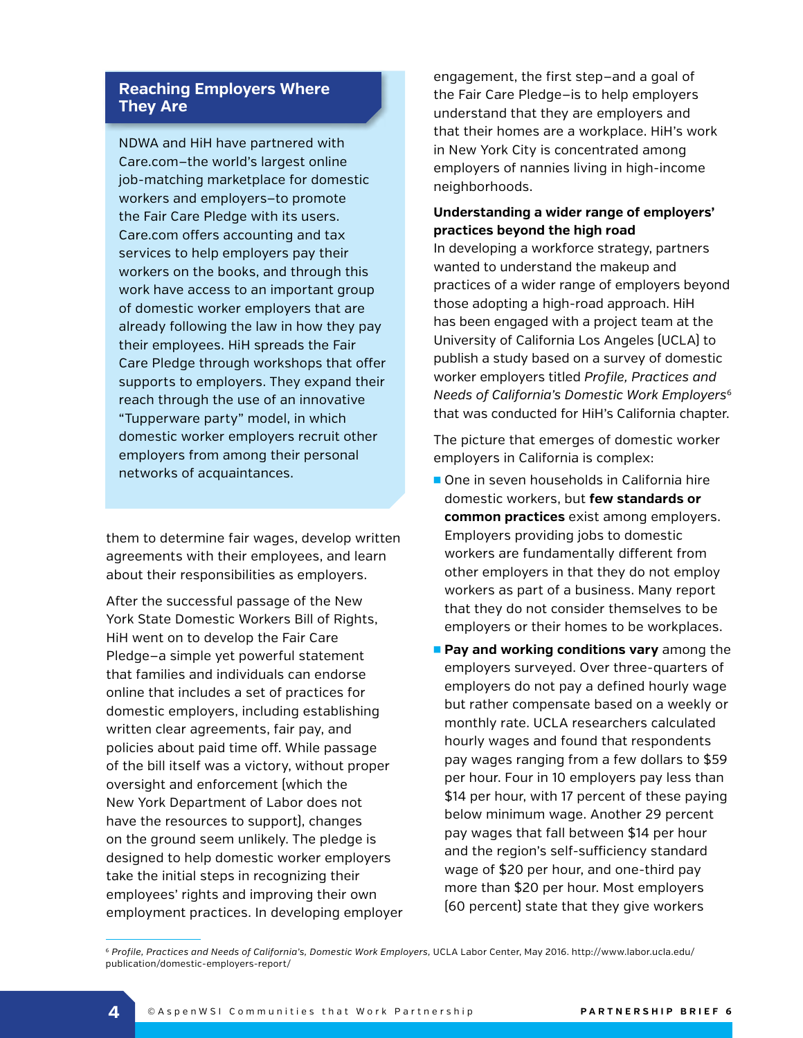## Reaching Employers Where They Are

NDWA and HiH have partnered with Care.com–the world's largest online job-matching marketplace for domestic workers and employers–to promote the Fair Care Pledge with its users. Care.com offers accounting and tax services to help employers pay their workers on the books, and through this work have access to an important group of domestic worker employers that are already following the law in how they pay their employees. HiH spreads the Fair Care Pledge through workshops that offer supports to employers. They expand their reach through the use of an innovative "Tupperware party" model, in which domestic worker employers recruit other employers from among their personal networks of acquaintances.

them to determine fair wages, develop written agreements with their employees, and learn about their responsibilities as employers.

After the successful passage of the New York State Domestic Workers Bill of Rights, HiH went on to develop the Fair Care Pledge–a simple yet powerful statement that families and individuals can endorse online that includes a set of practices for domestic employers, including establishing written clear agreements, fair pay, and policies about paid time off. While passage of the bill itself was a victory, without proper oversight and enforcement (which the New York Department of Labor does not have the resources to support), changes on the ground seem unlikely. The pledge is designed to help domestic worker employers take the initial steps in recognizing their employees' rights and improving their own employment practices. In developing employer engagement, the first step–and a goal of the Fair Care Pledge–is to help employers understand that they are employers and that their homes are a workplace. HiH's work in New York City is concentrated among employers of nannies living in high-income neighborhoods.

**Understanding a wider range of employers' practices beyond the high road**

In developing a workforce strategy, partners wanted to understand the makeup and practices of a wider range of employers beyond those adopting a high-road approach. HiH has been engaged with a project team at the University of California Los Angeles (UCLA) to publish a study based on a survey of domestic worker employers titled *Profile, Practices and Needs of California's Domestic Work Employers*[6] that was conducted for HiH's California chapter.

The picture that emerges of domestic worker employers in California is complex:

- One in seven households in California hire domestic workers, but **few standards or common practices** exist among employers. Employers providing jobs to domestic workers are fundamentally different from other employers in that they do not employ workers as part of a business. Many report that they do not consider themselves to be employers or their homes to be workplaces.
- **Pay and working conditions vary** among the employers surveyed. Over three-quarters of employers do not pay a defined hourly wage but rather compensate based on a weekly or monthly rate. UCLA researchers calculated hourly wages and found that respondents pay wages ranging from a few dollars to $59 per hour. Four in 10 employers pay less than $14 per hour, with 17 percent of these paying below minimum wage. Another 29 percent pay wages that fall between $14 per hour and the region's self-sufficiency standard wage of $20 per hour, and one-third pay more than $20 per hour. Most employers (60 percent) state that they give workers

[6] *Profile, Practices and Needs of California's, Domestic Work Employers*, UCLA Labor Center, May 2016. http://www.labor.ucla.edu/publication/domestic-employers-report/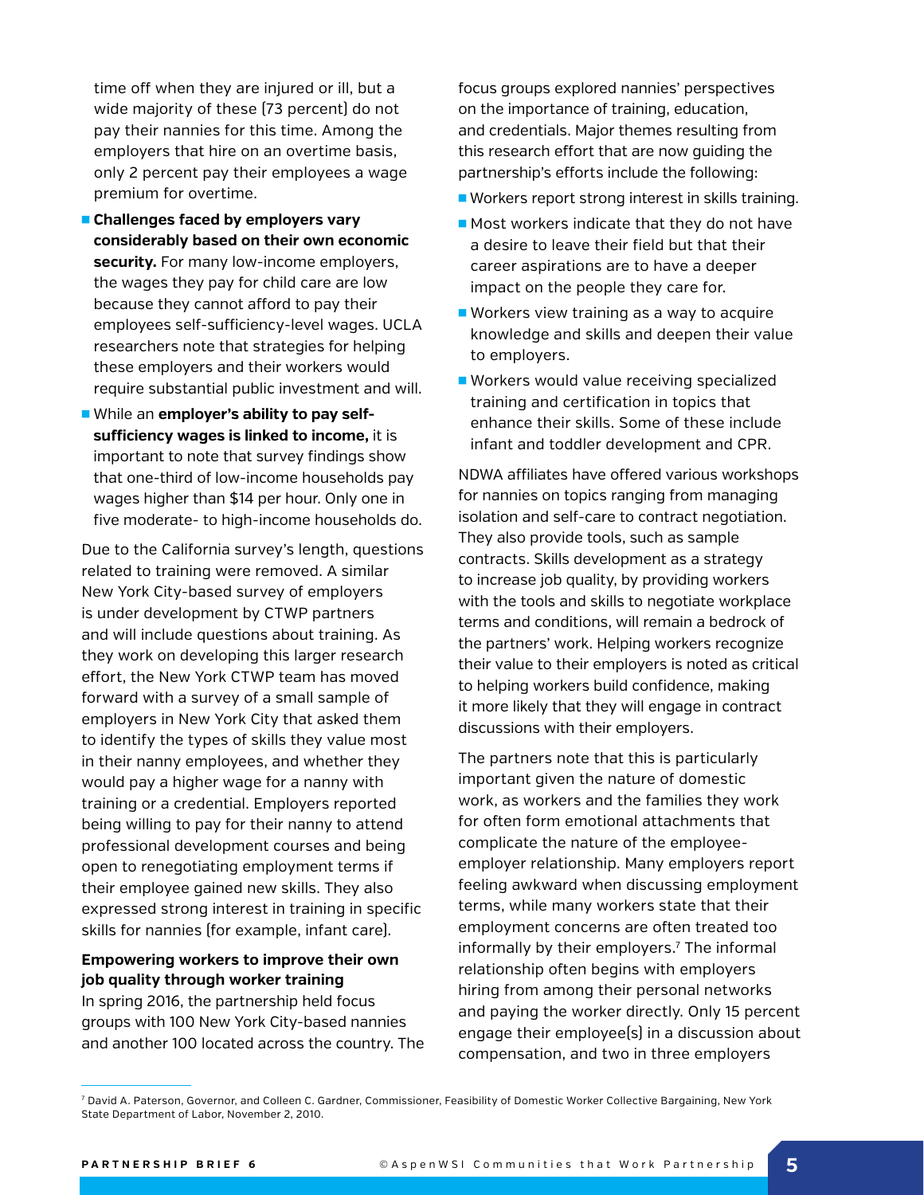time off when they are injured or ill, but a wide majority of these (73 percent) do not pay their nannies for this time. Among the employers that hire on an overtime basis, only 2 percent pay their employees a wage premium for overtime.

- **Challenges faced by employers vary considerably based on their own economic security.** For many low-income employers, the wages they pay for child care are low because they cannot afford to pay their employees self-sufficiency-level wages. UCLA researchers note that strategies for helping these employers and their workers would require substantial public investment and will.
- While an **employer's ability to pay self-sufficiency wages is linked to income,** it is important to note that survey findings show that one-third of low-income households pay wages higher than $14 per hour. Only one in five moderate- to high-income households do.

Due to the California survey's length, questions related to training were removed. A similar New York City-based survey of employers is under development by CTWP partners and will include questions about training. As they work on developing this larger research effort, the New York CTWP team has moved forward with a survey of a small sample of employers in New York City that asked them to identify the types of skills they value most in their nanny employees, and whether they would pay a higher wage for a nanny with training or a credential. Employers reported being willing to pay for their nanny to attend professional development courses and being open to renegotiating employment terms if their employee gained new skills. They also expressed strong interest in training in specific skills for nannies (for example, infant care).

**Empowering workers to improve their own job quality through worker training**

In spring 2016, the partnership held focus groups with 100 New York City-based nannies and another 100 located across the country. The focus groups explored nannies' perspectives on the importance of training, education, and credentials. Major themes resulting from this research effort that are now guiding the partnership's efforts include the following:

- Workers report strong interest in skills training.
- Most workers indicate that they do not have a desire to leave their field but that their career aspirations are to have a deeper impact on the people they care for.
- Workers view training as a way to acquire knowledge and skills and deepen their value to employers.
- Workers would value receiving specialized training and certification in topics that enhance their skills. Some of these include infant and toddler development and CPR.

NDWA affiliates have offered various workshops for nannies on topics ranging from managing isolation and self-care to contract negotiation. They also provide tools, such as sample contracts. Skills development as a strategy to increase job quality, by providing workers with the tools and skills to negotiate workplace terms and conditions, will remain a bedrock of the partners' work. Helping workers recognize their value to their employers is noted as critical to helping workers build confidence, making it more likely that they will engage in contract discussions with their employers.

The partners note that this is particularly important given the nature of domestic work, as workers and the families they work for often form emotional attachments that complicate the nature of the employee-employer relationship. Many employers report feeling awkward when discussing employment terms, while many workers state that their employment concerns are often treated too informally by their employers.[7] The informal relationship often begins with employers hiring from among their personal networks and paying the worker directly. Only 15 percent engage their employee(s) in a discussion about compensation, and two in three employers

[7] David A. Paterson, Governor, and Colleen C. Gardner, Commissioner, Feasibility of Domestic Worker Collective Bargaining, New York State Department of Labor, November 2, 2010.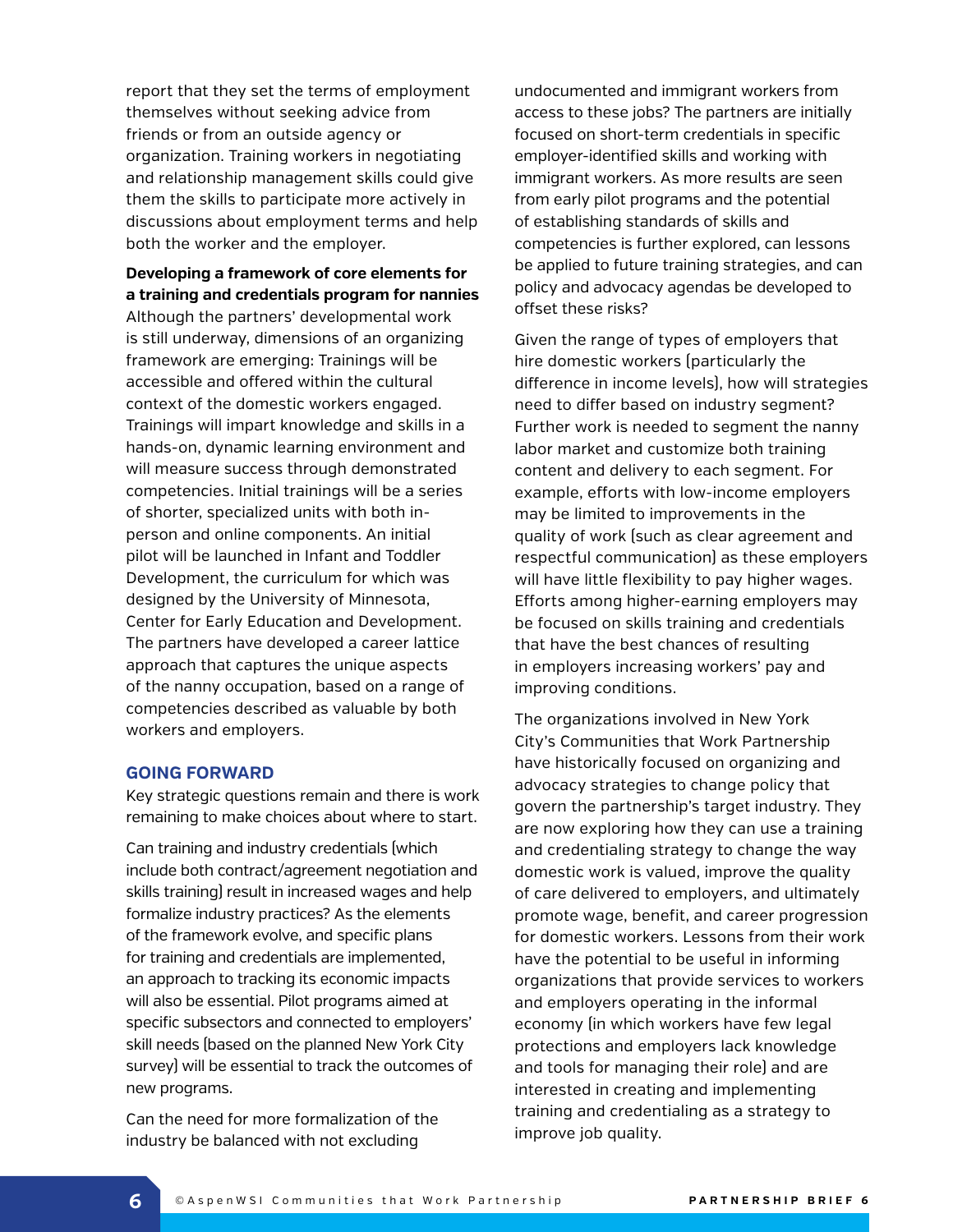report that they set the terms of employment themselves without seeking advice from friends or from an outside agency or organization. Training workers in negotiating and relationship management skills could give them the skills to participate more actively in discussions about employment terms and help both the worker and the employer.

**Developing a framework of core elements for a training and credentials program for nannies**
Although the partners' developmental work is still underway, dimensions of an organizing framework are emerging: Trainings will be accessible and offered within the cultural context of the domestic workers engaged. Trainings will impart knowledge and skills in a hands-on, dynamic learning environment and will measure success through demonstrated competencies. Initial trainings will be a series of shorter, specialized units with both in-person and online components. An initial pilot will be launched in Infant and Toddler Development, the curriculum for which was designed by the University of Minnesota, Center for Early Education and Development. The partners have developed a career lattice approach that captures the unique aspects of the nanny occupation, based on a range of competencies described as valuable by both workers and employers.

## GOING FORWARD

Key strategic questions remain and there is work remaining to make choices about where to start.

Can training and industry credentials (which include both contract/agreement negotiation and skills training) result in increased wages and help formalize industry practices? As the elements of the framework evolve, and specific plans for training and credentials are implemented, an approach to tracking its economic impacts will also be essential. Pilot programs aimed at specific subsectors and connected to employers' skill needs (based on the planned New York City survey) will be essential to track the outcomes of new programs.

Can the need for more formalization of the industry be balanced with not excluding undocumented and immigrant workers from access to these jobs? The partners are initially focused on short-term credentials in specific employer-identified skills and working with immigrant workers. As more results are seen from early pilot programs and the potential of establishing standards of skills and competencies is further explored, can lessons be applied to future training strategies, and can policy and advocacy agendas be developed to offset these risks?

Given the range of types of employers that hire domestic workers (particularly the difference in income levels), how will strategies need to differ based on industry segment? Further work is needed to segment the nanny labor market and customize both training content and delivery to each segment. For example, efforts with low-income employers may be limited to improvements in the quality of work (such as clear agreement and respectful communication) as these employers will have little flexibility to pay higher wages. Efforts among higher-earning employers may be focused on skills training and credentials that have the best chances of resulting in employers increasing workers' pay and improving conditions.

The organizations involved in New York City's Communities that Work Partnership have historically focused on organizing and advocacy strategies to change policy that govern the partnership's target industry. They are now exploring how they can use a training and credentialing strategy to change the way domestic work is valued, improve the quality of care delivered to employers, and ultimately promote wage, benefit, and career progression for domestic workers. Lessons from their work have the potential to be useful in informing organizations that provide services to workers and employers operating in the informal economy (in which workers have few legal protections and employers lack knowledge and tools for managing their role) and are interested in creating and implementing training and credentialing as a strategy to improve job quality.